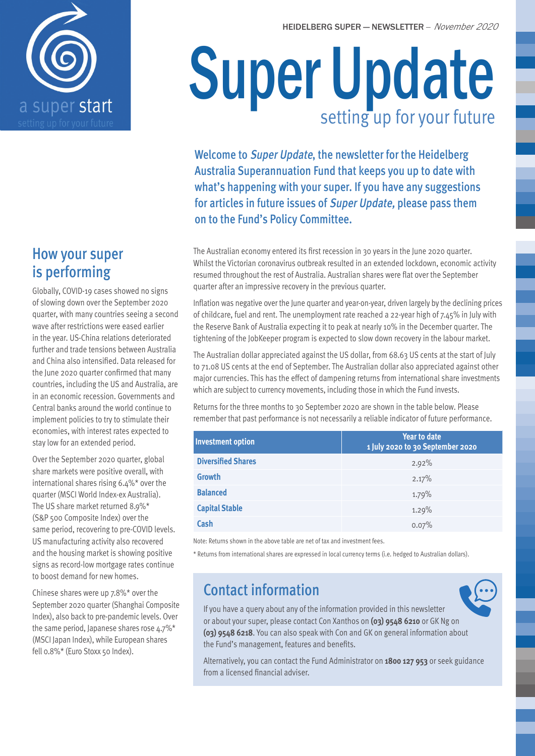a super start

setting up for your future

# Super Update

setting up for your future

**Welcome to *Super Update*, the newsletter for the Heidelberg Australia Superannuation Fund that keeps you up to date with what's happening with your super. If you have any suggestions for articles in future issues of *Super Update,* please pass them on to the Fund's Policy Committee.**

## How your super is performing

Globally, COVID-19 cases showed no signs of slowing down over the September 2020 quarter, with many countries seeing a second wave after restrictions were eased earlier in the year. US-China relations deteriorated further and trade tensions between Australia and China also intensified. Data released for the June 2020 quarter confirmed that many countries, including the US and Australia, are in an economic recession. Governments and Central banks around the world continue to implement policies to try to stimulate their economies, with interest rates expected to stay low for an extended period.

Over the September 2020 quarter, global share markets were positive overall, with international shares rising 6.4%* over the quarter (MSCI World Index-ex Australia). The US share market returned 8.9%* (S&P 500 Composite Index) over the same period, recovering to pre-COVID levels. US manufacturing activity also recovered and the housing market is showing positive signs as record-low mortgage rates continue to boost demand for new homes.

Chinese shares were up 7.8%* over the September 2020 quarter (Shanghai Composite Index), also back to pre-pandemic levels. Over the same period, Japanese shares rose 4.7%* (MSCI Japan Index), while European shares fell 0.8%* (Euro Stoxx 50 Index).

The Australian economy entered its first recession in 30 years in the June 2020 quarter. Whilst the Victorian coronavirus outbreak resulted in an extended lockdown, economic activity resumed throughout the rest of Australia. Australian shares were flat over the September quarter after an impressive recovery in the previous quarter.

Inflation was negative over the June quarter and year-on-year, driven largely by the declining prices of childcare, fuel and rent. The unemployment rate reached a 22-year high of 7.45% in July with the Reserve Bank of Australia expecting it to peak at nearly 10% in the December quarter. The tightening of the JobKeeper program is expected to slow down recovery in the labour market.

The Australian dollar appreciated against the US dollar, from 68.63 US cents at the start of July to 71.08 US cents at the end of September. The Australian dollar also appreciated against other major currencies. This has the effect of dampening returns from international share investments which are subject to currency movements, including those in which the Fund invests.

Returns for the three months to 30 September 2020 are shown in the table below. Please remember that past performance is not necessarily a reliable indicator of future performance.

| Investment option | Year to date 1 July 2020 to 30 September 2020 |
|---|---|
| Diversified Shares | 2.92% |
| Growth | 2.17% |
| Balanced | 1.79% |
| Capital Stable | 1.29% |
| Cash | 0.07% |

Note: Returns shown in the above table are net of tax and investment fees.

* Returns from international shares are expressed in local currency terms (i.e. hedged to Australian dollars).

## Contact information

If you have a query about any of the information provided in this newsletter or about your super, please contact Con Xanthos on **(03) 9548 6210** or GK Ng on **(03) 9548 6218**. You can also speak with Con and GK on general information about the Fund's management, features and benefits.

Alternatively, you can contact the Fund Administrator on **1800 127 953** or seek guidance from a licensed financial adviser.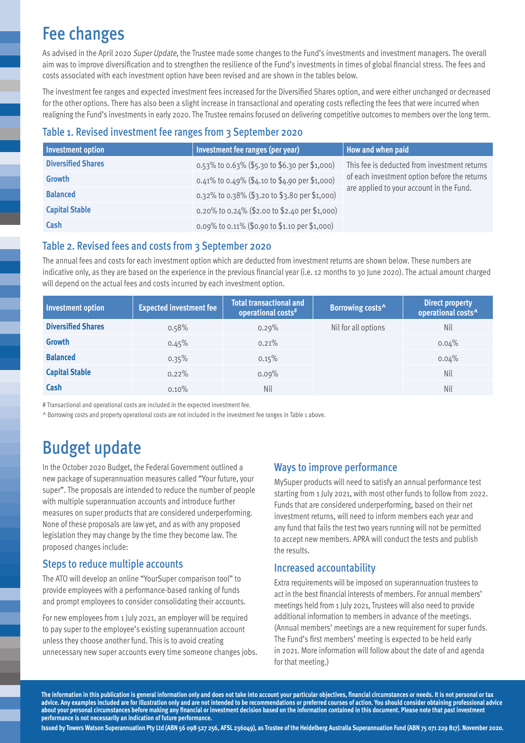# Fee changes

As advised in the April 2020 *Super Update*, the Trustee made some changes to the Fund's investments and investment managers. The overall aim was to improve diversification and to strengthen the resilience of the Fund's investments in times of global financial stress. The fees and costs associated with each investment option have been revised and are shown in the tables below.

The investment fee ranges and expected investment fees increased for the Diversified Shares option, and were either unchanged or decreased for the other options. There has also been a slight increase in transactional and operating costs reflecting the fees that were incurred when realigning the Fund's investments in early 2020. The Trustee remains focused on delivering competitive outcomes to members over the long term.

## Table 1. Revised investment fee ranges from 3 September 2020

| Investment option | Investment fee ranges (per year) | How and when paid |
|---|---|---|
| **Diversified Shares** | 0.53% to 0.63% ($5.30 to $6.30 per $1,000) | This fee is deducted from investment returns of each investment option before the returns are applied to your account in the Fund. |
| **Growth** | 0.41% to 0.49% ($4.10 to $4.90 per $1,000) | |
| **Balanced** | 0.32% to 0.38% ($3.20 to $3.80 per $1,000) | |
| **Capital Stable** | 0.20% to 0.24% ($2.00 to $2.40 per $1,000) | |
| **Cash** | 0.09% to 0.11% ($0.90 to $1.10 per $1,000) | |

## Table 2. Revised fees and costs from 3 September 2020

The annual fees and costs for each investment option which are deducted from investment returns are shown below. These numbers are indicative only, as they are based on the experience in the previous financial year (i.e. 12 months to 30 June 2020). The actual amount charged will depend on the actual fees and costs incurred by each investment option.

| Investment option | Expected investment fee | Total transactional and operational costs# | Borrowing costs^ | Direct property operational costs^ |
|---|---|---|---|---|
| **Diversified Shares** | 0.58% | 0.29% | Nil for all options | Nil |
| **Growth** | 0.45% | 0.21% | | 0.04% |
| **Balanced** | 0.35% | 0.15% | | 0.04% |
| **Capital Stable** | 0.22% | 0.09% | | Nil |
| **Cash** | 0.10% | Nil | | Nil |

# Transactional and operational costs are included in the expected investment fee.

^ Borrowing costs and property operational costs are not included in the investment fee ranges in Table 1 above.

# Budget update

In the October 2020 Budget, the Federal Government outlined a new package of superannuation measures called "Your future, your super". The proposals are intended to reduce the number of people with multiple superannuation accounts and introduce further measures on super products that are considered underperforming. None of these proposals are law yet, and as with any proposed legislation they may change by the time they become law. The proposed changes include:

## Steps to reduce multiple accounts

The ATO will develop an online "YourSuper comparison tool" to provide employees with a performance-based ranking of funds and prompt employees to consider consolidating their accounts.

For new employees from 1 July 2021, an employer will be required to pay super to the employee's existing superannuation account unless they choose another fund. This is to avoid creating unnecessary new super accounts every time someone changes jobs.

## Ways to improve performance

MySuper products will need to satisfy an annual performance test starting from 1 July 2021, with most other funds to follow from 2022. Funds that are considered underperforming, based on their net investment returns, will need to inform members each year and any fund that fails the test two years running will not be permitted to accept new members. APRA will conduct the tests and publish the results.

## Increased accountability

Extra requirements will be imposed on superannuation trustees to act in the best financial interests of members. For annual members' meetings held from 1 July 2021, Trustees will also need to provide additional information to members in advance of the meetings. (Annual members' meetings are a new requirement for super funds. The Fund's first members' meeting is expected to be held early in 2021. More information will follow about the date of and agenda for that meeting.)

**The information in this publication is general information only and does not take into account your particular objectives, financial circumstances or needs. It is not personal or tax advice. Any examples included are for illustration only and are not intended to be recommendations or preferred courses of action. You should consider obtaining professional advice about your personal circumstances before making any financial or investment decision based on the information contained in this document. Please note that past investment performance is not necessarily an indication of future performance.**

**Issued by Towers Watson Superannuation Pty Ltd (ABN 56 098 527 256, AFSL 236049), as Trustee of the Heidelberg Australia Superannuation Fund (ABN 75 071 229 817). November 2020.**